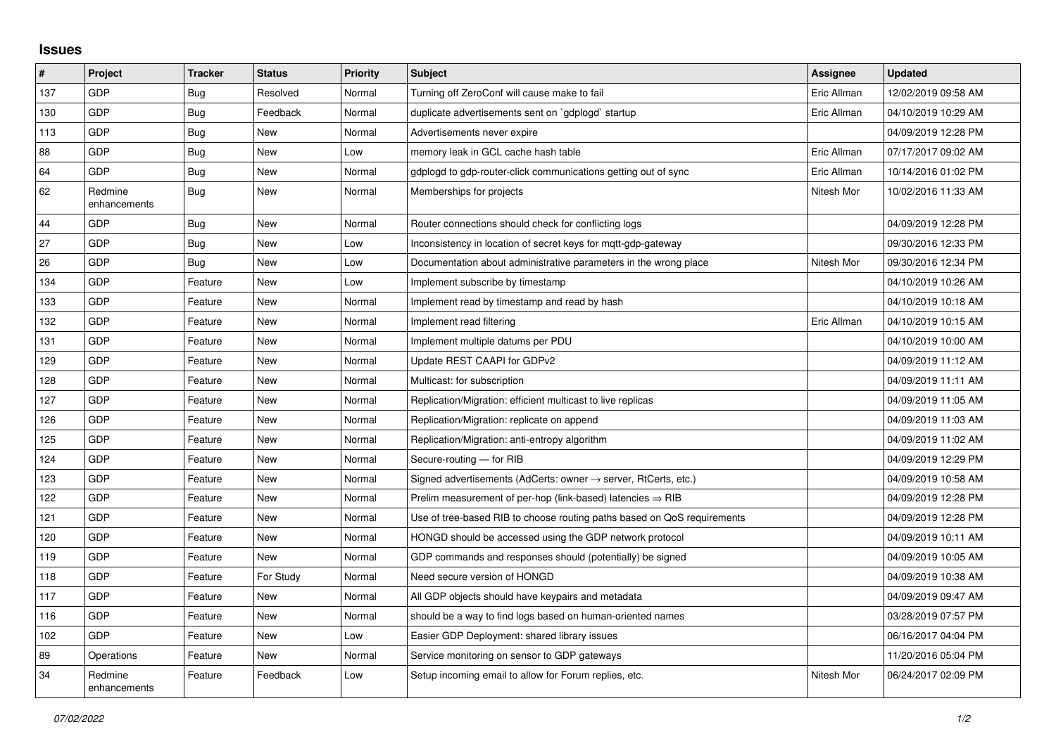## Issues

| # | Project | Tracker | Status | Priority | Subject | Assignee | Updated |
|---|---|---|---|---|---|---|---|
| 137 | GDP | Bug | Resolved | Normal | Turning off ZeroConf will cause make to fail | Eric Allman | 12/02/2019 09:58 AM |
| 130 | GDP | Bug | Feedback | Normal | duplicate advertisements sent on `gdplogd` startup | Eric Allman | 04/10/2019 10:29 AM |
| 113 | GDP | Bug | New | Normal | Advertisements never expire | | 04/09/2019 12:28 PM |
| 88 | GDP | Bug | New | Low | memory leak in GCL cache hash table | Eric Allman | 07/17/2017 09:02 AM |
| 64 | GDP | Bug | New | Normal | gdplogd to gdp-router-click communications getting out of sync | Eric Allman | 10/14/2016 01:02 PM |
| 62 | Redmine enhancements | Bug | New | Normal | Memberships for projects | Nitesh Mor | 10/02/2016 11:33 AM |
| 44 | GDP | Bug | New | Normal | Router connections should check for conflicting logs | | 04/09/2019 12:28 PM |
| 27 | GDP | Bug | New | Low | Inconsistency in location of secret keys for mqtt-gdp-gateway | | 09/30/2016 12:33 PM |
| 26 | GDP | Bug | New | Low | Documentation about administrative parameters in the wrong place | Nitesh Mor | 09/30/2016 12:34 PM |
| 134 | GDP | Feature | New | Low | Implement subscribe by timestamp | | 04/10/2019 10:26 AM |
| 133 | GDP | Feature | New | Normal | Implement read by timestamp and read by hash | | 04/10/2019 10:18 AM |
| 132 | GDP | Feature | New | Normal | Implement read filtering | Eric Allman | 04/10/2019 10:15 AM |
| 131 | GDP | Feature | New | Normal | Implement multiple datums per PDU | | 04/10/2019 10:00 AM |
| 129 | GDP | Feature | New | Normal | Update REST CAAPI for GDPv2 | | 04/09/2019 11:12 AM |
| 128 | GDP | Feature | New | Normal | Multicast: for subscription | | 04/09/2019 11:11 AM |
| 127 | GDP | Feature | New | Normal | Replication/Migration: efficient multicast to live replicas | | 04/09/2019 11:05 AM |
| 126 | GDP | Feature | New | Normal | Replication/Migration: replicate on append | | 04/09/2019 11:03 AM |
| 125 | GDP | Feature | New | Normal | Replication/Migration: anti-entropy algorithm | | 04/09/2019 11:02 AM |
| 124 | GDP | Feature | New | Normal | Secure-routing — for RIB | | 04/09/2019 12:29 PM |
| 123 | GDP | Feature | New | Normal | Signed advertisements (AdCerts: owner → server, RtCerts, etc.) | | 04/09/2019 10:58 AM |
| 122 | GDP | Feature | New | Normal | Prelim measurement of per-hop (link-based) latencies ⇒ RIB | | 04/09/2019 12:28 PM |
| 121 | GDP | Feature | New | Normal | Use of tree-based RIB to choose routing paths based on QoS requirements | | 04/09/2019 12:28 PM |
| 120 | GDP | Feature | New | Normal | HONGD should be accessed using the GDP network protocol | | 04/09/2019 10:11 AM |
| 119 | GDP | Feature | New | Normal | GDP commands and responses should (potentially) be signed | | 04/09/2019 10:05 AM |
| 118 | GDP | Feature | For Study | Normal | Need secure version of HONGD | | 04/09/2019 10:38 AM |
| 117 | GDP | Feature | New | Normal | All GDP objects should have keypairs and metadata | | 04/09/2019 09:47 AM |
| 116 | GDP | Feature | New | Normal | should be a way to find logs based on human-oriented names | | 03/28/2019 07:57 PM |
| 102 | GDP | Feature | New | Low | Easier GDP Deployment: shared library issues | | 06/16/2017 04:04 PM |
| 89 | Operations | Feature | New | Normal | Service monitoring on sensor to GDP gateways | | 11/20/2016 05:04 PM |
| 34 | Redmine enhancements | Feature | Feedback | Low | Setup incoming email to allow for Forum replies, etc. | Nitesh Mor | 06/24/2017 02:09 PM |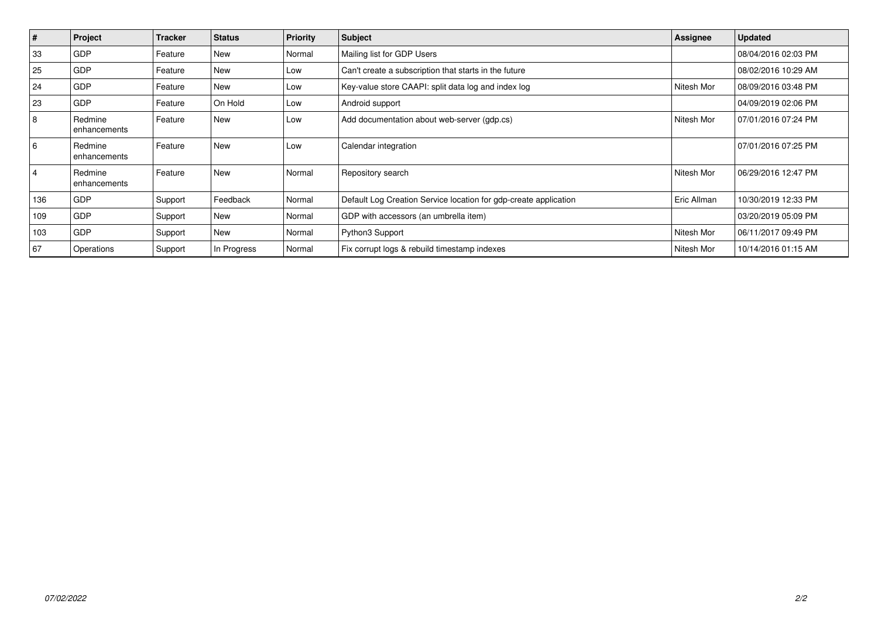| # | Project | Tracker | Status | Priority | Subject | Assignee | Updated |
|---|---|---|---|---|---|---|---|
| 33 | GDP | Feature | New | Normal | Mailing list for GDP Users | | 08/04/2016 02:03 PM |
| 25 | GDP | Feature | New | Low | Can't create a subscription that starts in the future | | 08/02/2016 10:29 AM |
| 24 | GDP | Feature | New | Low | Key-value store CAAPI: split data log and index log | Nitesh Mor | 08/09/2016 03:48 PM |
| 23 | GDP | Feature | On Hold | Low | Android support | | 04/09/2019 02:06 PM |
| 8 | Redmine enhancements | Feature | New | Low | Add documentation about web-server (gdp.cs) | Nitesh Mor | 07/01/2016 07:24 PM |
| 6 | Redmine enhancements | Feature | New | Low | Calendar integration | | 07/01/2016 07:25 PM |
| 4 | Redmine enhancements | Feature | New | Normal | Repository search | Nitesh Mor | 06/29/2016 12:47 PM |
| 136 | GDP | Support | Feedback | Normal | Default Log Creation Service location for gdp-create application | Eric Allman | 10/30/2019 12:33 PM |
| 109 | GDP | Support | New | Normal | GDP with accessors (an umbrella item) | | 03/20/2019 05:09 PM |
| 103 | GDP | Support | New | Normal | Python3 Support | Nitesh Mor | 06/11/2017 09:49 PM |
| 67 | Operations | Support | In Progress | Normal | Fix corrupt logs & rebuild timestamp indexes | Nitesh Mor | 10/14/2016 01:15 AM |

*07/02/2022*